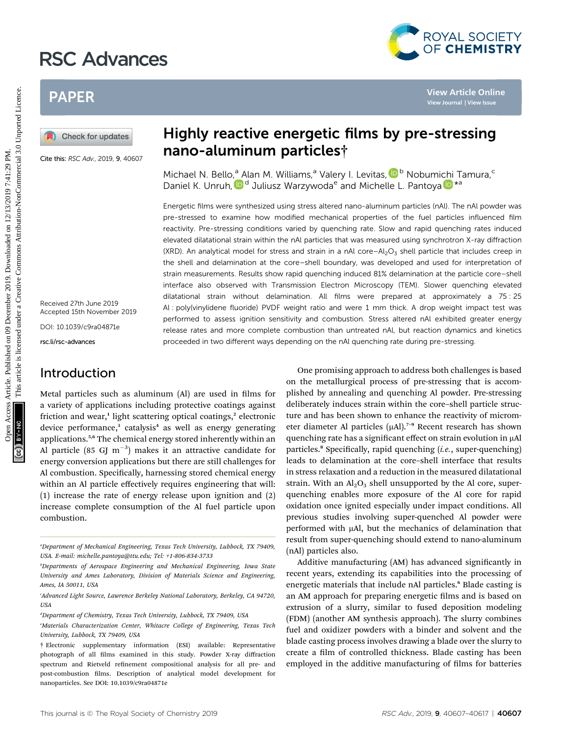# Highly reactive energetic films by pre-stressing nano-aluminum particles†

Cite this: *RSC Adv.*, 2019, **9**, 40607

Michael N. Bello,[a] Alan M. Williams,[a] Valery I. Levitas,[b] Nobumichi Tamura,[c] Daniel K. Unruh,[d] Juliusz Warzywoda[e] and Michelle L. Pantoya[*a]

Received 27th June 2019
Accepted 15th November 2019

DOI: 10.1039/c9ra04871e

rsc.li/rsc-advances

Energetic films were synthesized using stress altered nano-aluminum particles (nAl). The nAl powder was pre-stressed to examine how modified mechanical properties of the fuel particles influenced film reactivity. Pre-stressing conditions varied by quenching rate. Slow and rapid quenching rates induced elevated dilatational strain within the nAl particles that was measured using synchrotron X-ray diffraction (XRD). An analytical model for stress and strain in a nAl core–$Al_2O_3$ shell particle that includes creep in the shell and delamination at the core–shell boundary, was developed and used for interpretation of strain measurements. Results show rapid quenching induced 81% delamination at the particle core–shell interface also observed with Transmission Electron Microscopy (TEM). Slower quenching elevated dilatational strain without delamination. All films were prepared at approximately a 75 : 25 Al : poly(vinylidene fluoride) PVDF weight ratio and were 1 mm thick. A drop weight impact test was performed to assess ignition sensitivity and combustion. Stress altered nAl exhibited greater energy release rates and more complete combustion than untreated nAl, but reaction dynamics and kinetics proceeded in two different ways depending on the nAl quenching rate during pre-stressing.

## Introduction

Metal particles such as aluminum (Al) are used in films for a variety of applications including protective coatings against friction and wear,[1] light scattering optical coatings,[2] electronic device performance,[3] catalysis[4] as well as energy generating applications.[5,6] The chemical energy stored inherently within an Al particle (85 GJ $m^{-3}$) makes it an attractive candidate for energy conversion applications but there are still challenges for Al combustion. Specifically, harnessing stored chemical energy within an Al particle effectively requires engineering that will: (1) increase the rate of energy release upon ignition and (2) increase complete consumption of the Al fuel particle upon combustion.

One promising approach to address both challenges is based on the metallurgical process of pre-stressing that is accomplished by annealing and quenching Al powder. Pre-stressing deliberately induces strain within the core–shell particle structure and has been shown to enhance the reactivity of micrometer diameter Al particles (µAl).[7–9] Recent research has shown quenching rate has a significant effect on strain evolution in µAl particles.[8] Specifically, rapid quenching (*i.e.*, super-quenching) leads to delamination at the core–shell interface that results in stress relaxation and a reduction in the measured dilatational strain. With an $Al_2O_3$ shell unsupported by the Al core, super-quenching enables more exposure of the Al core for rapid oxidation once ignited especially under impact conditions. All previous studies involving super-quenched Al powder were performed with µAl, but the mechanics of delamination that result from super-quenching should extend to nano-aluminum (nAl) particles also.

Additive manufacturing (AM) has advanced significantly in recent years, extending its capabilities into the processing of energetic materials that include nAl particles.[6] Blade casting is an AM approach for preparing energetic films and is based on extrusion of a slurry, similar to fused deposition modeling (FDM) (another AM synthesis approach). The slurry combines fuel and oxidizer powders with a binder and solvent and the blade casting process involves drawing a blade over the slurry to create a film of controlled thickness. Blade casting has been employed in the additive manufacturing of films for batteries

---

[a] Department of Mechanical Engineering, Texas Tech University, Lubbock, TX 79409, USA. E-mail: michelle.pantoya@ttu.edu; Tel: +1-806-834-3733

[b] Departments of Aerospace Engineering and Mechanical Engineering, Iowa State University and Ames Laboratory, Division of Materials Science and Engineering, Ames, IA 50011, USA

[c] Advanced Light Source, Lawrence Berkeley National Laboratory, Berkeley, CA 94720, USA

[d] Department of Chemistry, Texas Tech University, Lubbock, TX 79409, USA

[e] Materials Characterization Center, Whitacre College of Engineering, Texas Tech University, Lubbock, TX 79409, USA

† Electronic supplementary information (ESI) available: Representative photograph of all films examined in this study. Powder X-ray diffraction spectrum and Rietveld refinement compositional analysis for all pre- and post-combustion films. Description of analytical model development for nanoparticles. See DOI: 10.1039/c9ra04871e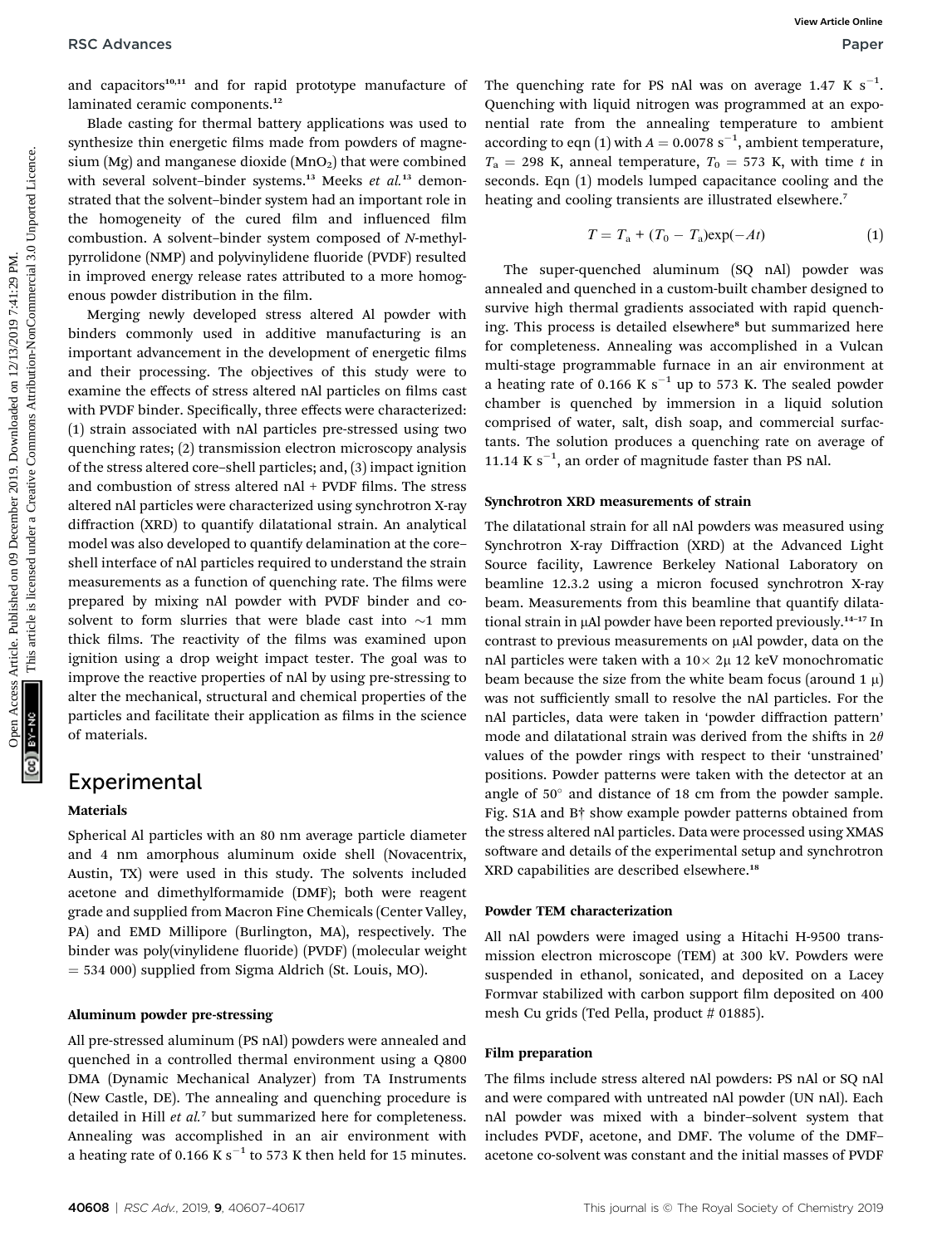and capacitors[10,11] and for rapid prototype manufacture of laminated ceramic components.[12]

Blade casting for thermal battery applications was used to synthesize thin energetic films made from powders of magnesium (Mg) and manganese dioxide ($MnO_2$) that were combined with several solvent–binder systems.[13] Meeks *et al.*[13] demonstrated that the solvent–binder system had an important role in the homogeneity of the cured film and influenced film combustion. A solvent–binder system composed of *N*-methylpyrrolidone (NMP) and polyvinylidene fluoride (PVDF) resulted in improved energy release rates attributed to a more homogenous powder distribution in the film.

Merging newly developed stress altered Al powder with binders commonly used in additive manufacturing is an important advancement in the development of energetic films and their processing. The objectives of this study were to examine the effects of stress altered nAl particles on films cast with PVDF binder. Specifically, three effects were characterized: (1) strain associated with nAl particles pre-stressed using two quenching rates; (2) transmission electron microscopy analysis of the stress altered core–shell particles; and, (3) impact ignition and combustion of stress altered nAl + PVDF films. The stress altered nAl particles were characterized using synchrotron X-ray diffraction (XRD) to quantify dilatational strain. An analytical model was also developed to quantify delamination at the core–shell interface of nAl particles required to understand the strain measurements as a function of quenching rate. The films were prepared by mixing nAl powder with PVDF binder and co-solvent to form slurries that were blade cast into ~1 mm thick films. The reactivity of the films was examined upon ignition using a drop weight impact tester. The goal was to improve the reactive properties of nAl by using pre-stressing to alter the mechanical, structural and chemical properties of the particles and facilitate their application as films in the science of materials.

# Experimental

### Materials

Spherical Al particles with an 80 nm average particle diameter and 4 nm amorphous aluminum oxide shell (Novacentrix, Austin, TX) were used in this study. The solvents included acetone and dimethylformamide (DMF); both were reagent grade and supplied from Macron Fine Chemicals (Center Valley, PA) and EMD Millipore (Burlington, MA), respectively. The binder was poly(vinylidene fluoride) (PVDF) (molecular weight = 534 000) supplied from Sigma Aldrich (St. Louis, MO).

### Aluminum powder pre-stressing

All pre-stressed aluminum (PS nAl) powders were annealed and quenched in a controlled thermal environment using a Q800 DMA (Dynamic Mechanical Analyzer) from TA Instruments (New Castle, DE). The annealing and quenching procedure is detailed in Hill *et al.*[7] but summarized here for completeness. Annealing was accomplished in an air environment with a heating rate of 0.166 K $s^{-1}$ to 573 K then held for 15 minutes. The quenching rate for PS nAl was on average 1.47 K $s^{-1}$. Quenching with liquid nitrogen was programmed at an exponential rate from the annealing temperature to ambient according to eqn (1) with $A = 0.0078$ $s^{-1}$, ambient temperature, $T_a = 298$ K, anneal temperature, $T_0 = 573$ K, with time $t$ in seconds. Eqn (1) models lumped capacitance cooling and the heating and cooling transients are illustrated elsewhere.[7]

$$T = T_a + (T_0 - T_a)\exp(-At) \tag{1}$$

The super-quenched aluminum (SQ nAl) powder was annealed and quenched in a custom-built chamber designed to survive high thermal gradients associated with rapid quenching. This process is detailed elsewhere[8] but summarized here for completeness. Annealing was accomplished in a Vulcan multi-stage programmable furnace in an air environment at a heating rate of 0.166 K $s^{-1}$ up to 573 K. The sealed powder chamber is quenched by immersion in a liquid solution comprised of water, salt, dish soap, and commercial surfactants. The solution produces a quenching rate on average of 11.14 K $s^{-1}$, an order of magnitude faster than PS nAl.

### Synchrotron XRD measurements of strain

The dilatational strain for all nAl powders was measured using Synchrotron X-ray Diffraction (XRD) at the Advanced Light Source facility, Lawrence Berkeley National Laboratory on beamline 12.3.2 using a micron focused synchrotron X-ray beam. Measurements from this beamline that quantify dilatational strain in μAl powder have been reported previously.[14–17] In contrast to previous measurements on μAl powder, data on the nAl particles were taken with a 10× 2μ 12 keV monochromatic beam because the size from the white beam focus (around 1 μ) was not sufficiently small to resolve the nAl particles. For the nAl particles, data were taken in 'powder diffraction pattern' mode and dilatational strain was derived from the shifts in 2$\theta$ values of the powder rings with respect to their 'unstrained' positions. Powder patterns were taken with the detector at an angle of 50° and distance of 18 cm from the powder sample. Fig. S1A and B† show example powder patterns obtained from the stress altered nAl particles. Data were processed using XMAS software and details of the experimental setup and synchrotron XRD capabilities are described elsewhere.[18]

### Powder TEM characterization

All nAl powders were imaged using a Hitachi H-9500 transmission electron microscope (TEM) at 300 kV. Powders were suspended in ethanol, sonicated, and deposited on a Lacey Formvar stabilized with carbon support film deposited on 400 mesh Cu grids (Ted Pella, product # 01885).

### Film preparation

The films include stress altered nAl powders: PS nAl or SQ nAl and were compared with untreated nAl powder (UN nAl). Each nAl powder was mixed with a binder–solvent system that includes PVDF, acetone, and DMF. The volume of the DMF–acetone co-solvent was constant and the initial masses of PVDF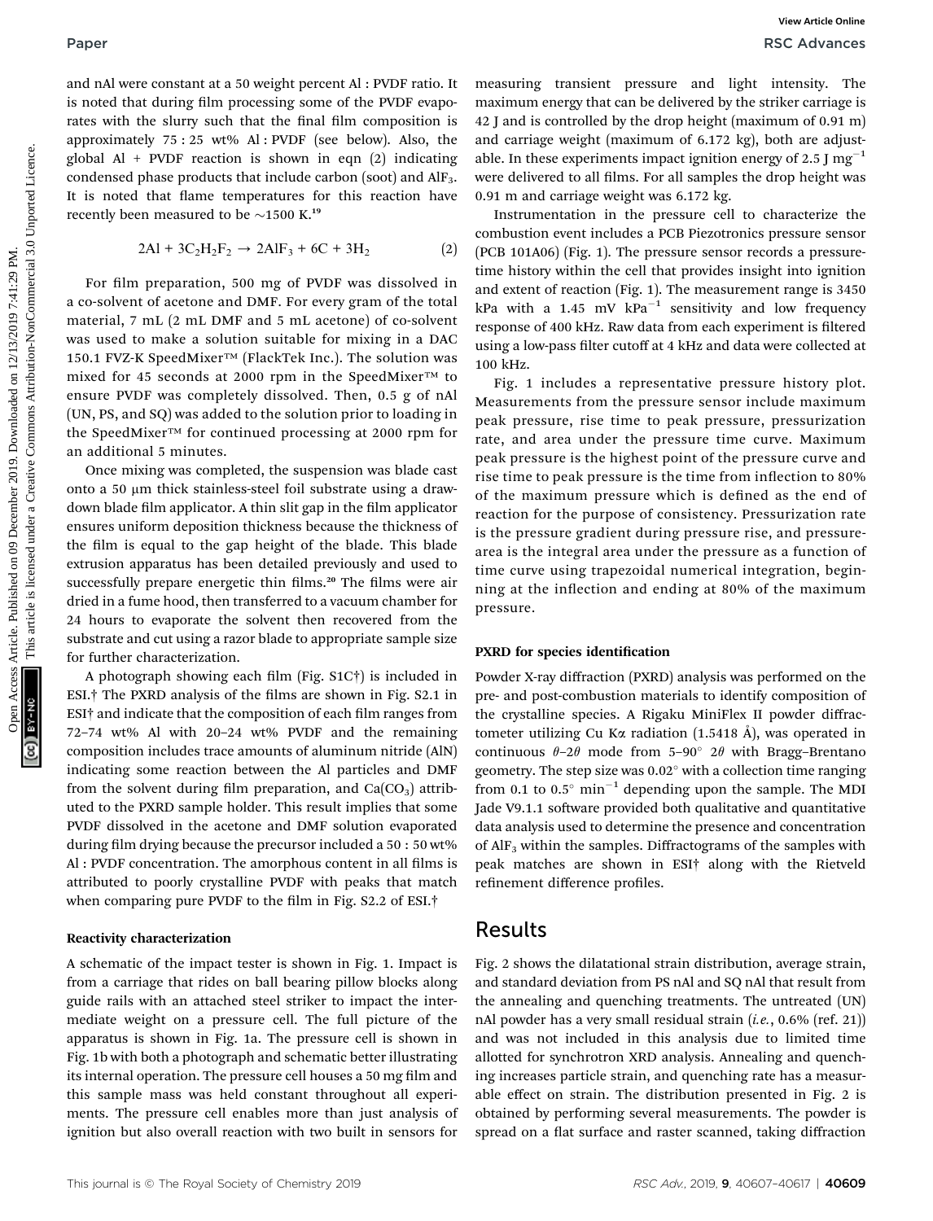and nAl were constant at a 50 weight percent Al : PVDF ratio. It is noted that during film processing some of the PVDF evaporates with the slurry such that the final film composition is approximately 75 : 25 wt% Al : PVDF (see below). Also, the global Al + PVDF reaction is shown in eqn (2) indicating condensed phase products that include carbon (soot) and $AlF_3$. It is noted that flame temperatures for this reaction have recently been measured to be ~1500 K.[19]

$$2Al + 3C_2H_2F_2 \rightarrow 2AlF_3 + 6C + 3H_2 \qquad (2)$$

For film preparation, 500 mg of PVDF was dissolved in a co-solvent of acetone and DMF. For every gram of the total material, 7 mL (2 mL DMF and 5 mL acetone) of co-solvent was used to make a solution suitable for mixing in a DAC 150.1 FVZ-K SpeedMixer™ (FlackTek Inc.). The solution was mixed for 45 seconds at 2000 rpm in the SpeedMixer™ to ensure PVDF was completely dissolved. Then, 0.5 g of nAl (UN, PS, and SQ) was added to the solution prior to loading in the SpeedMixer™ for continued processing at 2000 rpm for an additional 5 minutes.

Once mixing was completed, the suspension was blade cast onto a 50 μm thick stainless-steel foil substrate using a draw-down blade film applicator. A thin slit gap in the film applicator ensures uniform deposition thickness because the thickness of the film is equal to the gap height of the blade. This blade extrusion apparatus has been detailed previously and used to successfully prepare energetic thin films.[20] The films were air dried in a fume hood, then transferred to a vacuum chamber for 24 hours to evaporate the solvent then recovered from the substrate and cut using a razor blade to appropriate sample size for further characterization.

A photograph showing each film (Fig. S1C†) is included in ESI.† The PXRD analysis of the films are shown in Fig. S2.1 in ESI† and indicate that the composition of each film ranges from 72–74 wt% Al with 20–24 wt% PVDF and the remaining composition includes trace amounts of aluminum nitride (AlN) indicating some reaction between the Al particles and DMF from the solvent during film preparation, and $Ca(CO_3)$ attributed to the PXRD sample holder. This result implies that some PVDF dissolved in the acetone and DMF solution evaporated during film drying because the precursor included a 50 : 50 wt% Al : PVDF concentration. The amorphous content in all films is attributed to poorly crystalline PVDF with peaks that match when comparing pure PVDF to the film in Fig. S2.2 of ESI.†

#### Reactivity characterization

A schematic of the impact tester is shown in Fig. 1. Impact is from a carriage that rides on ball bearing pillow blocks along guide rails with an attached steel striker to impact the intermediate weight on a pressure cell. The full picture of the apparatus is shown in Fig. 1a. The pressure cell is shown in Fig. 1b with both a photograph and schematic better illustrating its internal operation. The pressure cell houses a 50 mg film and this sample mass was held constant throughout all experiments. The pressure cell enables more than just analysis of ignition but also overall reaction with two built in sensors for measuring transient pressure and light intensity. The maximum energy that can be delivered by the striker carriage is 42 J and is controlled by the drop height (maximum of 0.91 m) and carriage weight (maximum of 6.172 kg), both are adjustable. In these experiments impact ignition energy of 2.5 J $mg^{-1}$ were delivered to all films. For all samples the drop height was 0.91 m and carriage weight was 6.172 kg.

Instrumentation in the pressure cell to characterize the combustion event includes a PCB Piezotronics pressure sensor (PCB 101A06) (Fig. 1). The pressure sensor records a pressure-time history within the cell that provides insight into ignition and extent of reaction (Fig. 1). The measurement range is 3450 kPa with a 1.45 mV $kPa^{-1}$ sensitivity and low frequency response of 400 kHz. Raw data from each experiment is filtered using a low-pass filter cutoff at 4 kHz and data were collected at 100 kHz.

Fig. 1 includes a representative pressure history plot. Measurements from the pressure sensor include maximum peak pressure, rise time to peak pressure, pressurization rate, and area under the pressure time curve. Maximum peak pressure is the highest point of the pressure curve and rise time to peak pressure is the time from inflection to 80% of the maximum pressure which is defined as the end of reaction for the purpose of consistency. Pressurization rate is the pressure gradient during pressure rise, and pressure-area is the integral area under the pressure as a function of time curve using trapezoidal numerical integration, beginning at the inflection and ending at 80% of the maximum pressure.

#### PXRD for species identification

Powder X-ray diffraction (PXRD) analysis was performed on the pre- and post-combustion materials to identify composition of the crystalline species. A Rigaku MiniFlex II powder diffractometer utilizing Cu Kα radiation (1.5418 Å), was operated in continuous $\theta$–$2\theta$ mode from 5–90° $2\theta$ with Bragg–Brentano geometry. The step size was 0.02° with a collection time ranging from 0.1 to 0.5° $min^{-1}$ depending upon the sample. The MDI Jade V9.1.1 software provided both qualitative and quantitative data analysis used to determine the presence and concentration of $AlF_3$ within the samples. Diffractograms of the samples with peak matches are shown in ESI† along with the Rietveld refinement difference profiles.

## Results

Fig. 2 shows the dilatational strain distribution, average strain, and standard deviation from PS nAl and SQ nAl that result from the annealing and quenching treatments. The untreated (UN) nAl powder has a very small residual strain (*i.e.*, 0.6% (ref. 21)) and was not included in this analysis due to limited time allotted for synchrotron XRD analysis. Annealing and quenching increases particle strain, and quenching rate has a measurable effect on strain. The distribution presented in Fig. 2 is obtained by performing several measurements. The powder is spread on a flat surface and raster scanned, taking diffraction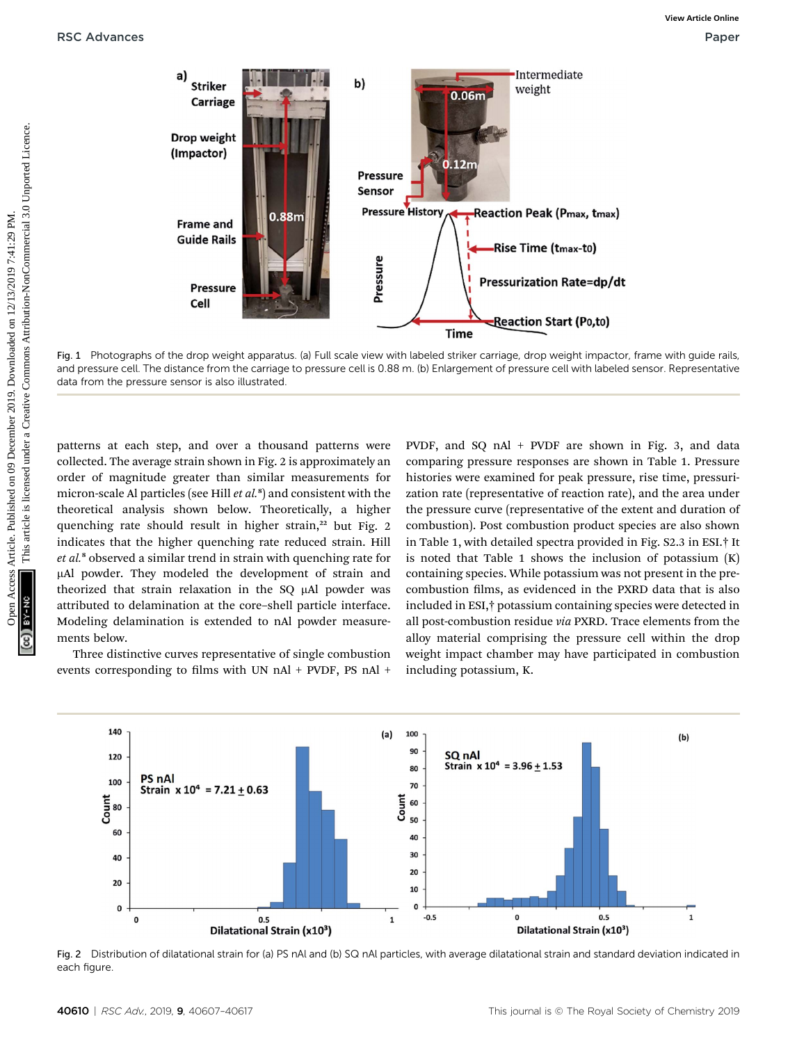Fig. 1 Photographs of the drop weight apparatus. (a) Full scale view with labeled striker carriage, drop weight impactor, frame with guide rails, and pressure cell. The distance from the carriage to pressure cell is 0.88 m. (b) Enlargement of pressure cell with labeled sensor. Representative data from the pressure sensor is also illustrated.

patterns at each step, and over a thousand patterns were collected. The average strain shown in Fig. 2 is approximately an order of magnitude greater than similar measurements for micron-scale Al particles (see Hill *et al.*[8]) and consistent with the theoretical analysis shown below. Theoretically, a higher quenching rate should result in higher strain,[22] but Fig. 2 indicates that the higher quenching rate reduced strain. Hill *et al.*[8] observed a similar trend in strain with quenching rate for μAl powder. They modeled the development of strain and theorized that strain relaxation in the SQ μAl powder was attributed to delamination at the core–shell particle interface. Modeling delamination is extended to nAl powder measurements below.

Three distinctive curves representative of single combustion events corresponding to films with UN nAl + PVDF, PS nAl + PVDF, and SQ nAl + PVDF are shown in Fig. 3, and data comparing pressure responses are shown in Table 1. Pressure histories were examined for peak pressure, rise time, pressurization rate (representative of reaction rate), and the area under the pressure curve (representative of the extent and duration of combustion). Post combustion product species are also shown in Table 1, with detailed spectra provided in Fig. S2.3 in ESI.† It is noted that Table 1 shows the inclusion of potassium (K) containing species. While potassium was not present in the pre-combustion films, as evidenced in the PXRD data that is also included in ESI,† potassium containing species were detected in all post-combustion residue *via* PXRD. Trace elements from the alloy material comprising the pressure cell within the drop weight impact chamber may have participated in combustion including potassium, K.

Fig. 2 Distribution of dilatational strain for (a) PS nAl and (b) SQ nAl particles, with average dilatational strain and standard deviation indicated in each figure.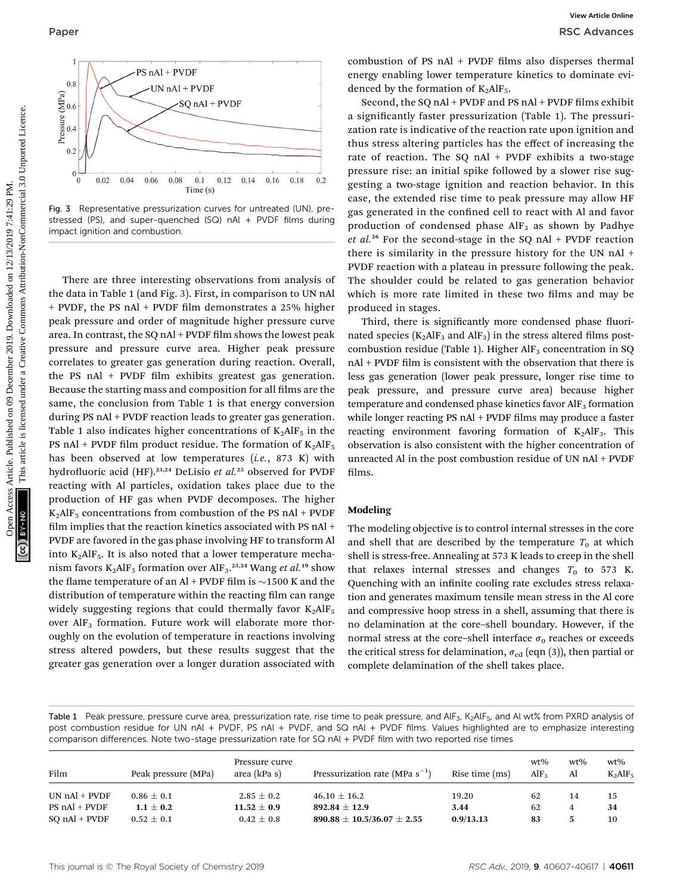Fig. 3 Representative pressurization curves for untreated (UN), pre-stressed (PS), and super-quenched (SQ) nAl + PVDF films during impact ignition and combustion.

There are three interesting observations from analysis of the data in Table 1 (and Fig. 3). First, in comparison to UN nAl + PVDF, the PS nAl + PVDF film demonstrates a 25% higher peak pressure and order of magnitude higher pressure curve area. In contrast, the SQ nAl + PVDF film shows the lowest peak pressure and pressure curve area. Higher peak pressure correlates to greater gas generation during reaction. Overall, the PS nAl + PVDF film exhibits greatest gas generation. Because the starting mass and composition for all films are the same, the conclusion from Table 1 is that energy conversion during PS nAl + PVDF reaction leads to greater gas generation. Table 1 also indicates higher concentrations of $K_2AlF_5$ in the PS nAl + PVDF film product residue. The formation of $K_2AlF_5$ has been observed at low temperatures (*i.e.*, 873 K) with hydrofluoric acid (HF).[23,24] DeLisio *et al.*[25] observed for PVDF reacting with Al particles, oxidation takes place due to the production of HF gas when PVDF decomposes. The higher $K_2AlF_5$ concentrations from combustion of the PS nAl + PVDF film implies that the reaction kinetics associated with PS nAl + PVDF are favored in the gas phase involving HF to transform Al into $K_2AlF_5$. It is also noted that a lower temperature mechanism favors $K_2AlF_5$ formation over $AlF_3$.[23,24] Wang *et al.*[19] show the flame temperature of an Al + PVDF film is ~1500 K and the distribution of temperature within the reacting film can range widely suggesting regions that could thermally favor $K_2AlF_5$ over $AlF_3$ formation. Future work will elaborate more thoroughly on the evolution of temperature in reactions involving stress altered powders, but these results suggest that the greater gas generation over a longer duration associated with combustion of PS nAl + PVDF films also disperses thermal energy enabling lower temperature kinetics to dominate evidenced by the formation of $K_2AlF_5$.

Second, the SQ nAl + PVDF and PS nAl + PVDF films exhibit a significantly faster pressurization (Table 1). The pressurization rate is indicative of the reaction rate upon ignition and thus stress altering particles has the effect of increasing the rate of reaction. The SQ nAl + PVDF exhibits a two-stage pressure rise: an initial spike followed by a slower rise suggesting a two-stage ignition and reaction behavior. In this case, the extended rise time to peak pressure may allow HF gas generated in the confined cell to react with Al and favor production of condensed phase $AlF_3$ as shown by Padhye *et al.*[26] For the second-stage in the SQ nAl + PVDF reaction there is similarity in the pressure history for the UN nAl + PVDF reaction with a plateau in pressure following the peak. The shoulder could be related to gas generation behavior which is more rate limited in these two films and may be produced in stages.

Third, there is significantly more condensed phase fluorinated species ($K_2AlF_5$ and $AlF_3$) in the stress altered films post-combustion residue (Table 1). Higher $AlF_3$ concentration in SQ nAl + PVDF film is consistent with the observation that there is less gas generation (lower peak pressure, longer rise time to peak pressure, and pressure curve area) because higher temperature and condensed phase kinetics favor $AlF_3$ formation while longer reacting PS nAl + PVDF films may produce a faster reacting environment favoring formation of $K_2AlF_5$. This observation is also consistent with the higher concentration of unreacted Al in the post combustion residue of UN nAl + PVDF films.

## Modeling

The modeling objective is to control internal stresses in the core and shell that are described by the temperature $T_0$ at which shell is stress-free. Annealing at 573 K leads to creep in the shell that relaxes internal stresses and changes $T_0$ to 573 K. Quenching with an infinite cooling rate excludes stress relaxation and generates maximum tensile mean stress in the Al core and compressive hoop stress in a shell, assuming that there is no delamination at the core–shell boundary. However, if the normal stress at the core–shell interface $\sigma_0$ reaches or exceeds the critical stress for delamination, $\sigma_{cd}$ (eqn (3)), then partial or complete delamination of the shell takes place.

Table 1 Peak pressure, pressure curve area, pressurization rate, rise time to peak pressure, and $AlF_3$, $K_2AlF_5$, and Al wt% from PXRD analysis of post combustion residue for UN nAl + PVDF, PS nAl + PVDF, and SQ nAl + PVDF films. Values highlighted are to emphasize interesting comparison differences. Note two-stage pressurization rate for SQ nAl + PVDF film with two reported rise times

| Film | Peak pressure (MPa) | Pressure curve area (kPa s) | Pressurization rate (MPa $s^{-1}$) | Rise time (ms) | wt% $AlF_3$ | wt% Al | wt% $K_2AlF_5$ |
|---|---|---|---|---|---|---|---|
| UN nAl + PVDF | 0.86 ± 0.1 | 2.85 ± 0.2 | 46.10 ± 16.2 | 19.20 | 62 | 14 | 15 |
| PS nAl + PVDF | **1.1 ± 0.2** | **11.52 ± 0.9** | **892.84 ± 12.9** | **3.44** | 62 | 4 | **34** |
| SQ nAl + PVDF | 0.52 ± 0.1 | 0.42 ± 0.8 | **890.88 ± 10.5/36.07 ± 2.55** | **0.9/13.13** | **83** | **5** | 10 |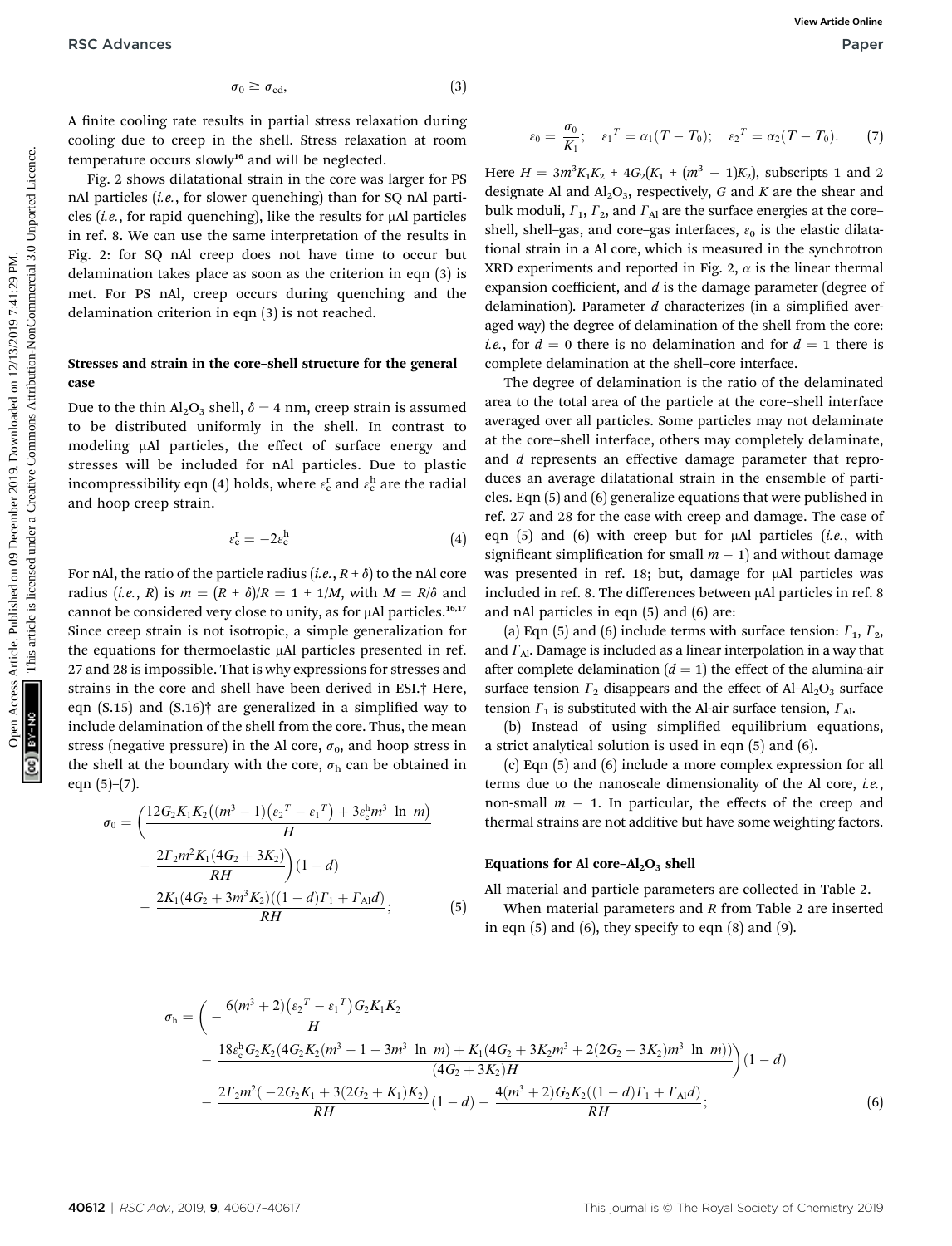$$\sigma_0 \geq \sigma_{\rm cd}, \tag{3}$$

A finite cooling rate results in partial stress relaxation during cooling due to creep in the shell. Stress relaxation at room temperature occurs slowly[16] and will be neglected.

Fig. 2 shows dilatational strain in the core was larger for PS nAl particles (*i.e.*, for slower quenching) than for SQ nAl particles (*i.e.*, for rapid quenching), like the results for μAl particles in ref. 8. We can use the same interpretation of the results in Fig. 2: for SQ nAl creep does not have time to occur but delamination takes place as soon as the criterion in eqn (3) is met. For PS nAl, creep occurs during quenching and the delamination criterion in eqn (3) is not reached.

### Stresses and strain in the core–shell structure for the general case

Due to the thin $Al_2O_3$ shell, $\delta = 4$ nm, creep strain is assumed to be distributed uniformly in the shell. In contrast to modeling μAl particles, the effect of surface energy and stresses will be included for nAl particles. Due to plastic incompressibility eqn (4) holds, where $\varepsilon_c^r$ and $\varepsilon_c^h$ are the radial and hoop creep strain.

$$\varepsilon_c^r = -2\varepsilon_c^h \tag{4}$$

For nAl, the ratio of the particle radius (*i.e.*, $R + \delta$) to the nAl core radius (*i.e.*, $R$) is $m = (R + \delta)/R = 1 + 1/M$, with $M = R/\delta$ and cannot be considered very close to unity, as for μAl particles.[16,17] Since creep strain is not isotropic, a simple generalization for the equations for thermoelastic μAl particles presented in ref. 27 and 28 is impossible. That is why expressions for stresses and strains in the core and shell have been derived in ESI.† Here, eqn (S.15) and (S.16)† are generalized in a simplified way to include delamination of the shell from the core. Thus, the mean stress (negative pressure) in the Al core, $\sigma_0$, and hoop stress in the shell at the boundary with the core, $\sigma_h$ can be obtained in eqn (5)–(7).

$$\sigma_0 = \left(\frac{12G_2K_1K_2\left((m^3-1)\left(\varepsilon_2{}^T - \varepsilon_1{}^T\right) + 3\varepsilon_c^h m^3 \ln m\right)}{H} - \frac{2\Gamma_2 m^2 K_1(4G_2 + 3K_2)}{RH}\right)(1-d) - \frac{2K_1(4G_2 + 3m^3K_2)((1-d)\Gamma_1 + \Gamma_{\rm Al}d)}{RH}; \tag{5}$$

$$\varepsilon_0 = \frac{\sigma_0}{K_1}; \quad \varepsilon_1{}^T = \alpha_1(T - T_0); \quad \varepsilon_2{}^T = \alpha_2(T - T_0). \tag{7}$$

Here $H = 3m^3K_1K_2 + 4G_2(K_1 + (m^3 - 1)K_2)$, subscripts 1 and 2 designate Al and $Al_2O_3$, respectively, $G$ and $K$ are the shear and bulk moduli, $\Gamma_1$, $\Gamma_2$, and $\Gamma_{\rm Al}$ are the surface energies at the core–shell, shell–gas, and core–gas interfaces, $\varepsilon_0$ is the elastic dilatational strain in a Al core, which is measured in the synchrotron XRD experiments and reported in Fig. 2, $\alpha$ is the linear thermal expansion coefficient, and $d$ is the damage parameter (degree of delamination). Parameter $d$ characterizes (in a simplified averaged way) the degree of delamination of the shell from the core: *i.e.*, for $d = 0$ there is no delamination and for $d = 1$ there is complete delamination at the shell–core interface.

The degree of delamination is the ratio of the delaminated area to the total area of the particle at the core–shell interface averaged over all particles. Some particles may not delaminate at the core–shell interface, others may completely delaminate, and $d$ represents an effective damage parameter that reproduces an average dilatational strain in the ensemble of particles. Eqn (5) and (6) generalize equations that were published in ref. 27 and 28 for the case with creep and damage. The case of eqn (5) and (6) with creep but for μAl particles (*i.e.*, with significant simplification for small $m - 1$) and without damage was presented in ref. 18; but, damage for μAl particles was included in ref. 8. The differences between μAl particles in ref. 8 and nAl particles in eqn (5) and (6) are:

(a) Eqn (5) and (6) include terms with surface tension: $\Gamma_1$, $\Gamma_2$, and $\Gamma_{\rm Al}$. Damage is included as a linear interpolation in a way that after complete delamination ($d = 1$) the effect of the alumina-air surface tension $\Gamma_2$ disappears and the effect of Al–$Al_2O_3$ surface tension $\Gamma_1$ is substituted with the Al-air surface tension, $\Gamma_{\rm Al}$.

(b) Instead of using simplified equilibrium equations, a strict analytical solution is used in eqn (5) and (6).

(c) Eqn (5) and (6) include a more complex expression for all terms due to the nanoscale dimensionality of the Al core, *i.e.*, non-small $m - 1$. In particular, the effects of the creep and thermal strains are not additive but have some weighting factors.

### Equations for Al core–$Al_2O_3$ shell

All material and particle parameters are collected in Table 2.

When material parameters and $R$ from Table 2 are inserted in eqn (5) and (6), they specify to eqn (8) and (9).

$$\sigma_{\rm h} = \left(-\frac{6(m^3+2)\left(\varepsilon_2{}^T - \varepsilon_1{}^T\right)G_2K_1K_2}{H} - \frac{18\varepsilon_c^h G_2K_2(4G_2K_2(m^3 - 1 - 3m^3 \ln m) + K_1(4G_2 + 3K_2m^3 + 2(2G_2 - 3K_2)m^3 \ln m))}{(4G_2 + 3K_2)H}\right)(1-d) - \frac{2\Gamma_2 m^2(-2G_2K_1 + 3(2G_2 + K_1)K_2)}{RH}(1-d) - \frac{4(m^3+2)G_2K_2((1-d)\Gamma_1 + \Gamma_{\rm Al}d)}{RH}; \tag{6}$$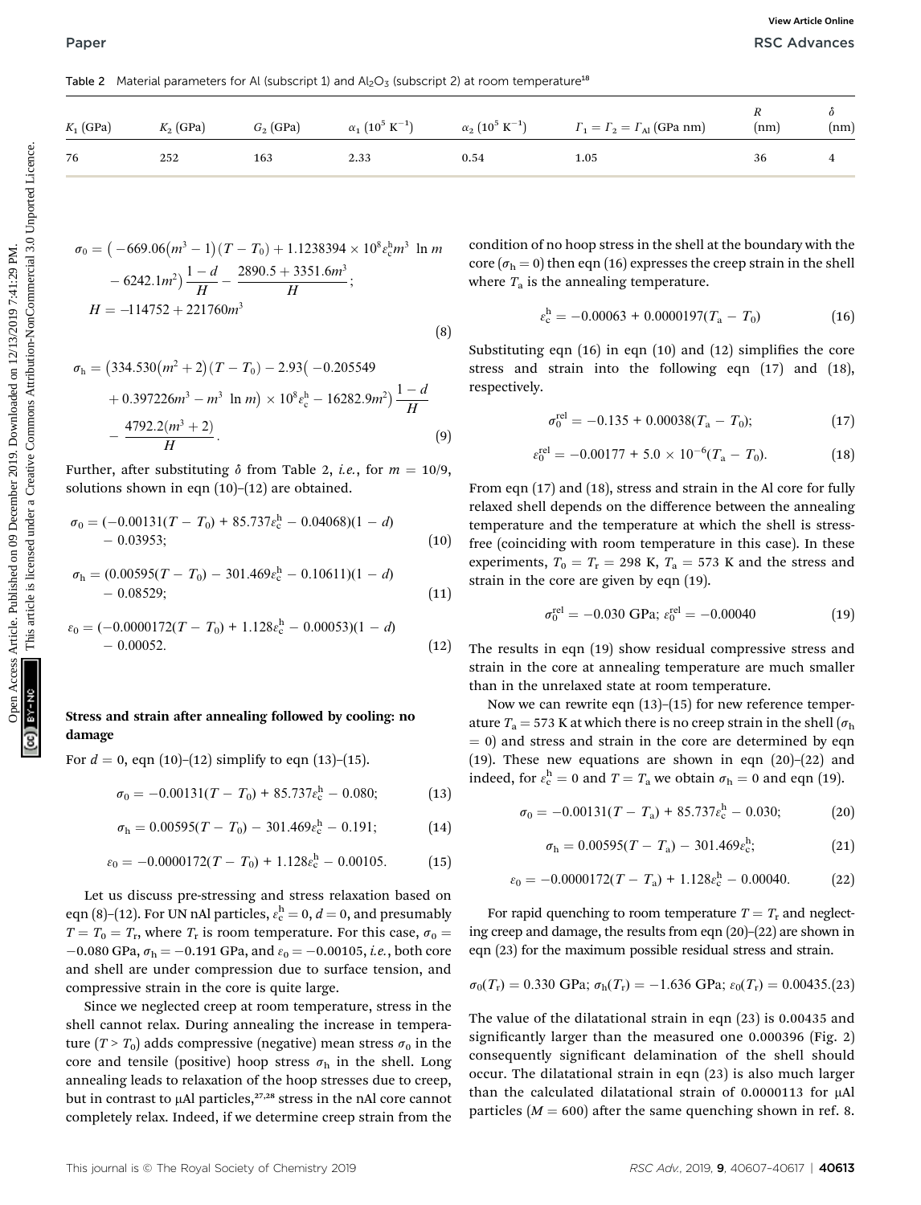Table 2 Material parameters for Al (subscript 1) and $Al_2O_3$ (subscript 2) at room temperature[18]

| $K_1$ (GPa) | $K_2$ (GPa) | $G_2$ (GPa) | $\alpha_1$ ($10^5$ K$^{-1}$) | $\alpha_2$ ($10^5$ K$^{-1}$) | $\Gamma_1 = \Gamma_2 = \Gamma_{Al}$ (GPa nm) | $R$ (nm) | $\delta$ (nm) |
|---|---|---|---|---|---|---|---|
| 76 | 252 | 163 | 2.33 | 0.54 | 1.05 | 36 | 4 |

$$\sigma_0 = \left(-669.06\left(m^3-1\right)(T-T_0) + 1.1238394\times10^8\varepsilon_c^h m^3\ \ln m - 6242.1m^2\right)\frac{1-d}{H} - \frac{2890.5+3351.6m^3}{H};$$
$$H = -114752 + 221760m^3 \tag{8}$$

$$\sigma_h = \left(334.530\left(m^2+2\right)(T-T_0) - 2.93\left(-0.205549 + 0.397226m^3 - m^3\ \ln m\right)\times10^8\varepsilon_c^h - 16282.9m^2\right)\frac{1-d}{H} - \frac{4792.2(m^3+2)}{H}. \tag{9}$$

Further, after substituting $\delta$ from Table 2, *i.e.*, for $m = 10/9$, solutions shown in eqn (10)–(12) are obtained.

$$\sigma_0 = (-0.00131(T-T_0) + 85.737\varepsilon_c^h - 0.04068)(1-d) - 0.03953; \tag{10}$$

$$\sigma_h = (0.00595(T-T_0) - 301.469\varepsilon_c^h - 0.10611)(1-d) - 0.08529; \tag{11}$$

$$\varepsilon_0 = (-0.0000172(T-T_0) + 1.128\varepsilon_c^h - 0.00053)(1-d) - 0.00052. \tag{12}$$

### Stress and strain after annealing followed by cooling: no damage

For $d = 0$, eqn (10)–(12) simplify to eqn (13)–(15).

$$\sigma_0 = -0.00131(T-T_0) + 85.737\varepsilon_c^h - 0.080; \tag{13}$$

$$\sigma_h = 0.00595(T-T_0) - 301.469\varepsilon_c^h - 0.191; \tag{14}$$

$$\varepsilon_0 = -0.0000172(T-T_0) + 1.128\varepsilon_c^h - 0.00105. \tag{15}$$

Let us discuss pre-stressing and stress relaxation based on eqn (8)–(12). For UN nAl particles, $\varepsilon_c^h = 0$, $d = 0$, and presumably $T = T_0 = T_r$, where $T_r$ is room temperature. For this case, $\sigma_0 = -0.080$ GPa, $\sigma_h = -0.191$ GPa, and $\varepsilon_0 = -0.00105$, *i.e.*, both core and shell are under compression due to surface tension, and compressive strain in the core is quite large.

Since we neglected creep at room temperature, stress in the shell cannot relax. During annealing the increase in temperature ($T > T_0$) adds compressive (negative) mean stress $\sigma_0$ in the core and tensile (positive) hoop stress $\sigma_h$ in the shell. Long annealing leads to relaxation of the hoop stresses due to creep, but in contrast to µAl particles,[27,28] stress in the nAl core cannot completely relax. Indeed, if we determine creep strain from the condition of no hoop stress in the shell at the boundary with the core ($\sigma_h = 0$) then eqn (16) expresses the creep strain in the shell where $T_a$ is the annealing temperature.

$$\varepsilon_c^h = -0.00063 + 0.0000197(T_a - T_0) \tag{16}$$

Substituting eqn (16) in eqn (10) and (12) simplifies the core stress and strain into the following eqn (17) and (18), respectively.

$$\sigma_0^{rel} = -0.135 + 0.00038(T_a - T_0); \tag{17}$$

$$\varepsilon_0^{rel} = -0.00177 + 5.0\times10^{-6}(T_a - T_0). \tag{18}$$

From eqn (17) and (18), stress and strain in the Al core for fully relaxed shell depends on the difference between the annealing temperature and the temperature at which the shell is stress-free (coinciding with room temperature in this case). In these experiments, $T_0 = T_r = 298$ K, $T_a = 573$ K and the stress and strain in the core are given by eqn (19).

$$\sigma_0^{rel} = -0.030\text{ GPa};\ \varepsilon_0^{rel} = -0.00040 \tag{19}$$

The results in eqn (19) show residual compressive stress and strain in the core at annealing temperature are much smaller than in the unrelaxed state at room temperature.

Now we can rewrite eqn (13)–(15) for new reference temperature $T_a = 573$ K at which there is no creep strain in the shell ($\sigma_h = 0$) and stress and strain in the core are determined by eqn (19). These new equations are shown in eqn (20)–(22) and indeed, for $\varepsilon_c^h = 0$ and $T = T_a$ we obtain $\sigma_h = 0$ and eqn (19).

$$\sigma_0 = -0.00131(T - T_a) + 85.737\varepsilon_c^h - 0.030; \tag{20}$$

$$\sigma_h = 0.00595(T - T_a) - 301.469\varepsilon_c^h; \tag{21}$$

$$\varepsilon_0 = -0.0000172(T - T_a) + 1.128\varepsilon_c^h - 0.00040. \tag{22}$$

For rapid quenching to room temperature $T = T_r$ and neglecting creep and damage, the results from eqn (20)–(22) are shown in eqn (23) for the maximum possible residual stress and strain.

$$\sigma_0(T_r) = 0.330\text{ GPa};\ \sigma_h(T_r) = -1.636\text{ GPa};\ \varepsilon_0(T_r) = 0.00435. \tag{23}$$

The value of the dilatational strain in eqn (23) is 0.00435 and significantly larger than the measured one 0.000396 (Fig. 2) consequently significant delamination of the shell should occur. The dilatational strain in eqn (23) is also much larger than the calculated dilatational strain of 0.0000113 for µAl particles ($M = 600$) after the same quenching shown in ref. 8.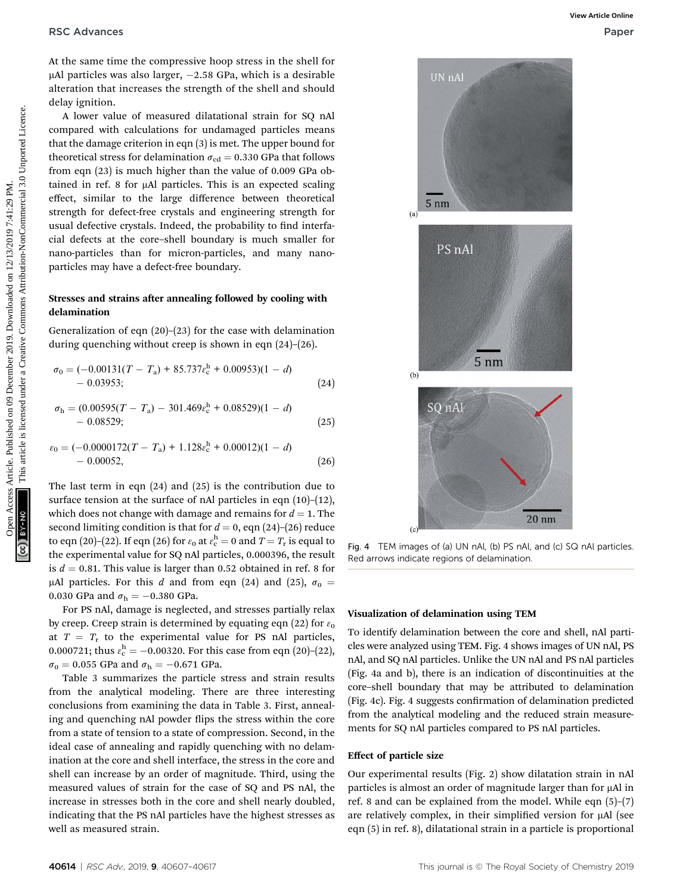At the same time the compressive hoop stress in the shell for μAl particles was also larger, −2.58 GPa, which is a desirable alteration that increases the strength of the shell and should delay ignition.

A lower value of measured dilatational strain for SQ nAl compared with calculations for undamaged particles means that the damage criterion in eqn (3) is met. The upper bound for theoretical stress for delamination $\sigma_{cd} = 0.330$ GPa that follows from eqn (23) is much higher than the value of 0.009 GPa obtained in ref. 8 for μAl particles. This is an expected scaling effect, similar to the large difference between theoretical strength for defect-free crystals and engineering strength for usual defective crystals. Indeed, the probability to find interfacial defects at the core–shell boundary is much smaller for nano-particles than for micron-particles, and many nano-particles may have a defect-free boundary.

### Stresses and strains after annealing followed by cooling with delamination

Generalization of eqn (20)–(23) for the case with delamination during quenching without creep is shown in eqn (24)–(26).

$$\sigma_0 = (-0.00131(T - T_a) + 85.737\varepsilon_c^h + 0.00953)(1 - d) - 0.03953; \tag{24}$$

$$\sigma_h = (0.00595(T - T_a) - 301.469\varepsilon_c^h + 0.08529)(1 - d) - 0.08529; \tag{25}$$

$$\varepsilon_0 = (-0.0000172(T - T_a) + 1.128\varepsilon_c^h + 0.00012)(1 - d) - 0.00052, \tag{26}$$

The last term in eqn (24) and (25) is the contribution due to surface tension at the surface of nAl particles in eqn (10)–(12), which does not change with damage and remains for $d = 1$. The second limiting condition is that for $d = 0$, eqn (24)–(26) reduce to eqn (20)–(22). If eqn (26) for $\varepsilon_0$ at $\varepsilon_c^h = 0$ and $T = T_r$ is equal to the experimental value for SQ nAl particles, 0.000396, the result is $d = 0.81$. This value is larger than 0.52 obtained in ref. 8 for μAl particles. For this $d$ and from eqn (24) and (25), $\sigma_0 = 0.030$ GPa and $\sigma_h = -0.380$ GPa.

For PS nAl, damage is neglected, and stresses partially relax by creep. Creep strain is determined by equating eqn (22) for $\varepsilon_0$ at $T = T_r$ to the experimental value for PS nAl particles, 0.000721; thus $\varepsilon_c^h = -0.00320$. For this case from eqn (20)–(22), $\sigma_0 = 0.055$ GPa and $\sigma_h = -0.671$ GPa.

Table 3 summarizes the particle stress and strain results from the analytical modeling. There are three interesting conclusions from examining the data in Table 3. First, annealing and quenching nAl powder flips the stress within the core from a state of tension to a state of compression. Second, in the ideal case of annealing and rapidly quenching with no delamination at the core and shell interface, the stress in the core and shell can increase by an order of magnitude. Third, using the measured values of strain for the case of SQ and PS nAl, the increase in stresses both in the core and shell nearly doubled, indicating that the PS nAl particles have the highest stresses as well as measured strain.

Fig. 4 TEM images of (a) UN nAl, (b) PS nAl, and (c) SQ nAl particles. Red arrows indicate regions of delamination.

### Visualization of delamination using TEM

To identify delamination between the core and shell, nAl particles were analyzed using TEM. Fig. 4 shows images of UN nAl, PS nAl, and SQ nAl particles. Unlike the UN nAl and PS nAl particles (Fig. 4a and b), there is an indication of discontinuities at the core–shell boundary that may be attributed to delamination (Fig. 4c). Fig. 4 suggests confirmation of delamination predicted from the analytical modeling and the reduced strain measurements for SQ nAl particles compared to PS nAl particles.

### Effect of particle size

Our experimental results (Fig. 2) show dilatation strain in nAl particles is almost an order of magnitude larger than for μAl in ref. 8 and can be explained from the model. While eqn (5)–(7) are relatively complex, in their simplified version for μAl (see eqn (5) in ref. 8), dilatational strain in a particle is proportional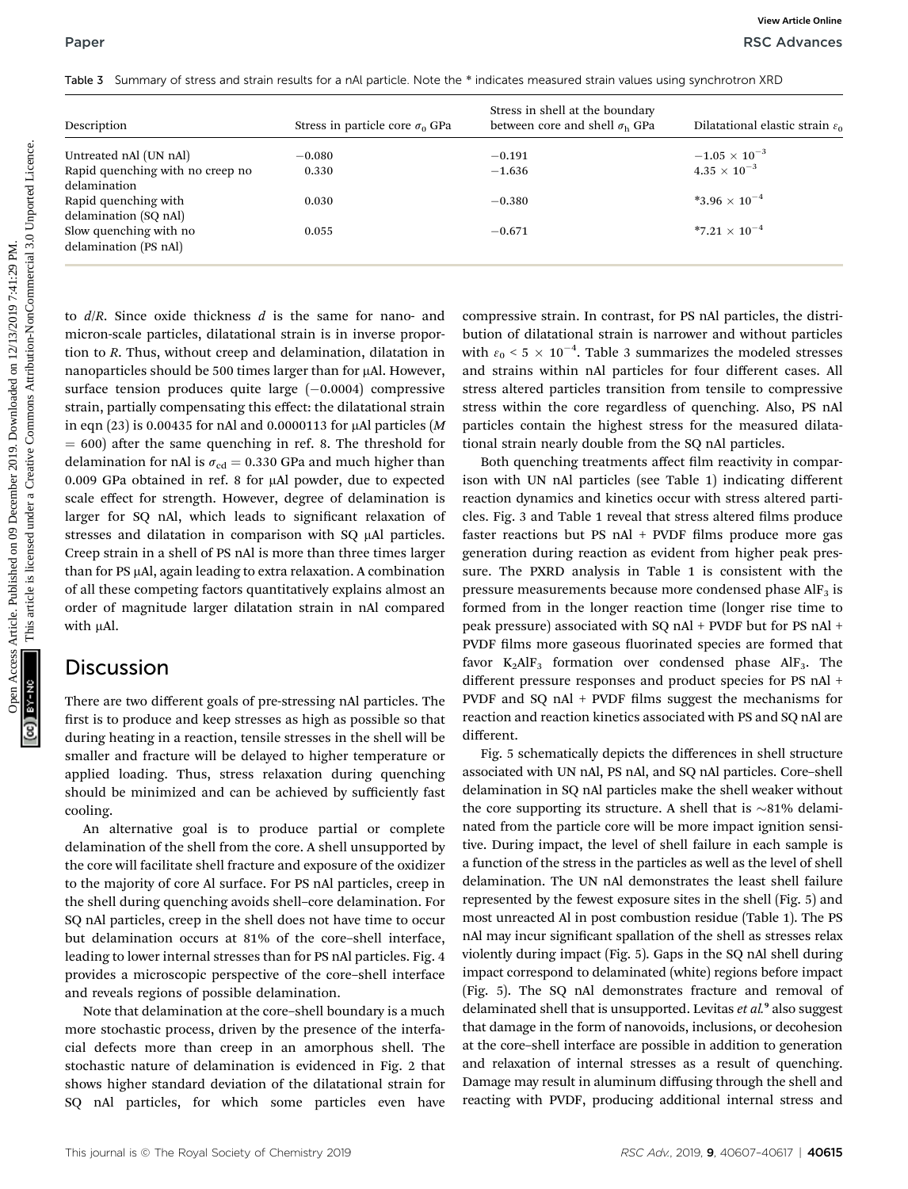Table 3 Summary of stress and strain results for a nAl particle. Note the * indicates measured strain values using synchrotron XRD

| Description | Stress in particle core $\sigma_0$ GPa | Stress in shell at the boundary between core and shell $\sigma_h$ GPa | Dilatational elastic strain $\varepsilon_0$ |
|---|---|---|---|
| Untreated nAl (UN nAl) | −0.080 | −0.191 | $-1.05 \times 10^{-3}$ |
| Rapid quenching with no creep no delamination | 0.330 | −1.636 | $4.35 \times 10^{-3}$ |
| Rapid quenching with delamination (SQ nAl) | 0.030 | −0.380 | $*3.96 \times 10^{-4}$ |
| Slow quenching with no delamination (PS nAl) | 0.055 | −0.671 | $*7.21 \times 10^{-4}$ |

to $d/R$. Since oxide thickness $d$ is the same for nano- and micron-scale particles, dilatational strain is in inverse proportion to $R$. Thus, without creep and delamination, dilatation in nanoparticles should be 500 times larger than for μAl. However, surface tension produces quite large (−0.0004) compressive strain, partially compensating this effect: the dilatational strain in eqn (23) is 0.00435 for nAl and 0.0000113 for μAl particles ($M = 600$) after the same quenching in ref. 8. The threshold for delamination for nAl is $\sigma_{cd} = 0.330$ GPa and much higher than 0.009 GPa obtained in ref. 8 for μAl powder, due to expected scale effect for strength. However, degree of delamination is larger for SQ nAl, which leads to significant relaxation of stresses and dilatation in comparison with SQ μAl particles. Creep strain in a shell of PS nAl is more than three times larger than for PS μAl, again leading to extra relaxation. A combination of all these competing factors quantitatively explains almost an order of magnitude larger dilatation strain in nAl compared with μAl.

## Discussion

There are two different goals of pre-stressing nAl particles. The first is to produce and keep stresses as high as possible so that during heating in a reaction, tensile stresses in the shell will be smaller and fracture will be delayed to higher temperature or applied loading. Thus, stress relaxation during quenching should be minimized and can be achieved by sufficiently fast cooling.

An alternative goal is to produce partial or complete delamination of the shell from the core. A shell unsupported by the core will facilitate shell fracture and exposure of the oxidizer to the majority of core Al surface. For PS nAl particles, creep in the shell during quenching avoids shell–core delamination. For SQ nAl particles, creep in the shell does not have time to occur but delamination occurs at 81% of the core–shell interface, leading to lower internal stresses than for PS nAl particles. Fig. 4 provides a microscopic perspective of the core–shell interface and reveals regions of possible delamination.

Note that delamination at the core–shell boundary is a much more stochastic process, driven by the presence of the interfacial defects more than creep in an amorphous shell. The stochastic nature of delamination is evidenced in Fig. 2 that shows higher standard deviation of the dilatational strain for SQ nAl particles, for which some particles even have compressive strain. In contrast, for PS nAl particles, the distribution of dilatational strain is narrower and without particles with $\varepsilon_0 < 5 \times 10^{-4}$. Table 3 summarizes the modeled stresses and strains within nAl particles for four different cases. All stress altered particles transition from tensile to compressive stress within the core regardless of quenching. Also, PS nAl particles contain the highest stress for the measured dilatational strain nearly double from the SQ nAl particles.

Both quenching treatments affect film reactivity in comparison with UN nAl particles (see Table 1) indicating different reaction dynamics and kinetics occur with stress altered particles. Fig. 3 and Table 1 reveal that stress altered films produce faster reactions but PS nAl + PVDF films produce more gas generation during reaction as evident from higher peak pressure. The PXRD analysis in Table 1 is consistent with the pressure measurements because more condensed phase $AlF_3$ is formed from in the longer reaction time (longer rise time to peak pressure) associated with SQ nAl + PVDF but for PS nAl + PVDF films more gaseous fluorinated species are formed that favor $K_2AlF_3$ formation over condensed phase $AlF_3$. The different pressure responses and product species for PS nAl + PVDF and SQ nAl + PVDF films suggest the mechanisms for reaction and reaction kinetics associated with PS and SQ nAl are different.

Fig. 5 schematically depicts the differences in shell structure associated with UN nAl, PS nAl, and SQ nAl particles. Core–shell delamination in SQ nAl particles make the shell weaker without the core supporting its structure. A shell that is ~81% delaminated from the particle core will be more impact ignition sensitive. During impact, the level of shell failure in each sample is a function of the stress in the particles as well as the level of shell delamination. The UN nAl demonstrates the least shell failure represented by the fewest exposure sites in the shell (Fig. 5) and most unreacted Al in post combustion residue (Table 1). The PS nAl may incur significant spallation of the shell as stresses relax violently during impact (Fig. 5). Gaps in the SQ nAl shell during impact correspond to delaminated (white) regions before impact (Fig. 5). The SQ nAl demonstrates fracture and removal of delaminated shell that is unsupported. Levitas *et al.*[9] also suggest that damage in the form of nanovoids, inclusions, or decohesion at the core–shell interface are possible in addition to generation and relaxation of internal stresses as a result of quenching. Damage may result in aluminum diffusing through the shell and reacting with PVDF, producing additional internal stress and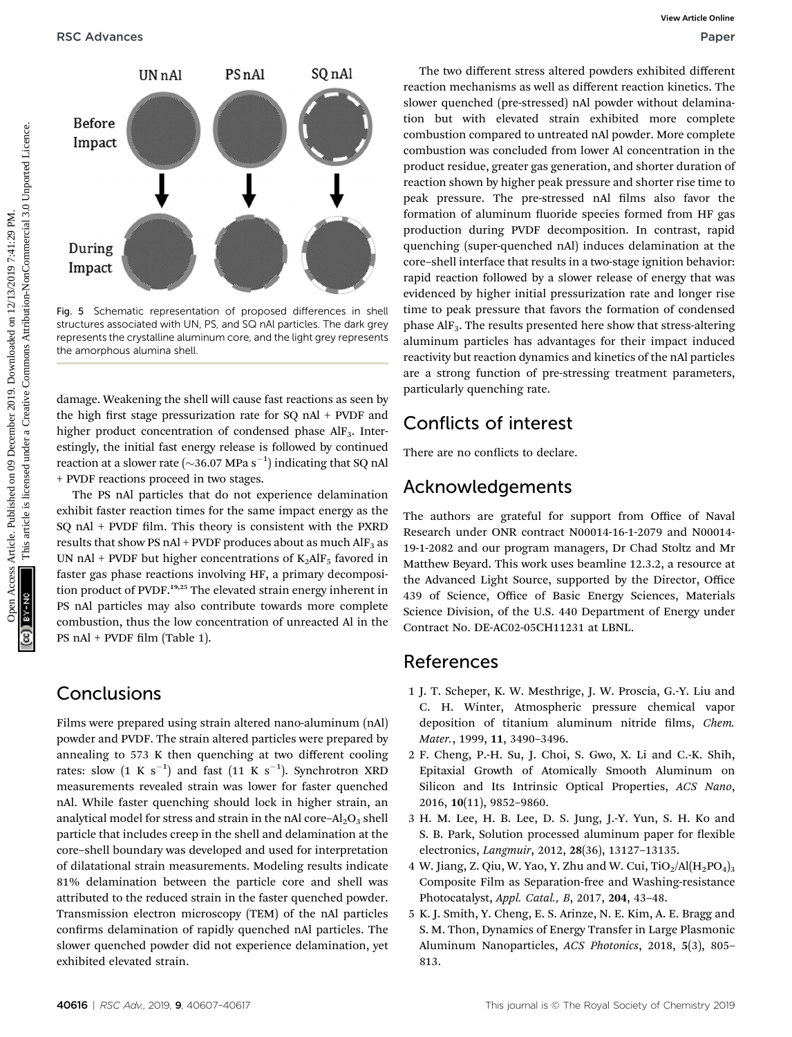Fig. 5 Schematic representation of proposed differences in shell structures associated with UN, PS, and SQ nAl particles. The dark grey represents the crystalline aluminum core, and the light grey represents the amorphous alumina shell.

damage. Weakening the shell will cause fast reactions as seen by the high first stage pressurization rate for SQ nAl + PVDF and higher product concentration of condensed phase $AlF_3$. Interestingly, the initial fast energy release is followed by continued reaction at a slower rate (~36.07 MPa $s^{-1}$) indicating that SQ nAl + PVDF reactions proceed in two stages.

The PS nAl particles that do not experience delamination exhibit faster reaction times for the same impact energy as the SQ nAl + PVDF film. This theory is consistent with the PXRD results that show PS nAl + PVDF produces about as much $AlF_3$ as UN nAl + PVDF but higher concentrations of $K_2AlF_5$ favored in faster gas phase reactions involving HF, a primary decomposition product of PVDF.[19,25] The elevated strain energy inherent in PS nAl particles may also contribute towards more complete combustion, thus the low concentration of unreacted Al in the PS nAl + PVDF film (Table 1).

## Conclusions

Films were prepared using strain altered nano-aluminum (nAl) powder and PVDF. The strain altered particles were prepared by annealing to 573 K then quenching at two different cooling rates: slow (1 K $s^{-1}$) and fast (11 K $s^{-1}$). Synchrotron XRD measurements revealed strain was lower for faster quenched nAl. While faster quenching should lock in higher strain, an analytical model for stress and strain in the nAl core–$Al_2O_3$ shell particle that includes creep in the shell and delamination at the core–shell boundary was developed and used for interpretation of dilatational strain measurements. Modeling results indicate 81% delamination between the particle core and shell was attributed to the reduced strain in the faster quenched powder. Transmission electron microscopy (TEM) of the nAl particles confirms delamination of rapidly quenched nAl particles. The slower quenched powder did not experience delamination, yet exhibited elevated strain.

The two different stress altered powders exhibited different reaction mechanisms as well as different reaction kinetics. The slower quenched (pre-stressed) nAl powder without delamination but with elevated strain exhibited more complete combustion compared to untreated nAl powder. More complete combustion was concluded from lower Al concentration in the product residue, greater gas generation, and shorter duration of reaction shown by higher peak pressure and shorter rise time to peak pressure. The pre-stressed nAl films also favor the formation of aluminum fluoride species formed from HF gas production during PVDF decomposition. In contrast, rapid quenching (super-quenched nAl) induces delamination at the core–shell interface that results in a two-stage ignition behavior: rapid reaction followed by a slower release of energy that was evidenced by higher initial pressurization rate and longer rise time to peak pressure that favors the formation of condensed phase $AlF_3$. The results presented here show that stress-altering aluminum particles has advantages for their impact induced reactivity but reaction dynamics and kinetics of the nAl particles are a strong function of pre-stressing treatment parameters, particularly quenching rate.

## Conflicts of interest

There are no conflicts to declare.

## Acknowledgements

The authors are grateful for support from Office of Naval Research under ONR contract N00014-16-1-2079 and N00014-19-1-2082 and our program managers, Dr Chad Stoltz and Mr Matthew Beyard. This work uses beamline 12.3.2, a resource at the Advanced Light Source, supported by the Director, Office 439 of Science, Office of Basic Energy Sciences, Materials Science Division, of the U.S. 440 Department of Energy under Contract No. DE-AC02-05CH11231 at LBNL.

## References

1 J. T. Scheper, K. W. Mesthrige, J. W. Proscia, G.-Y. Liu and C. H. Winter, Atmospheric pressure chemical vapor deposition of titanium aluminum nitride films, *Chem. Mater.*, 1999, **11**, 3490–3496.

2 F. Cheng, P.-H. Su, J. Choi, S. Gwo, X. Li and C.-K. Shih, Epitaxial Growth of Atomically Smooth Aluminum on Silicon and Its Intrinsic Optical Properties, *ACS Nano*, 2016, **10**(11), 9852–9860.

3 H. M. Lee, H. B. Lee, D. S. Jung, J.-Y. Yun, S. H. Ko and S. B. Park, Solution processed aluminum paper for flexible electronics, *Langmuir*, 2012, **28**(36), 13127–13135.

4 W. Jiang, Z. Qiu, W. Yao, Y. Zhu and W. Cui, $TiO_2/Al(H_2PO_4)_3$ Composite Film as Separation-free and Washing-resistance Photocatalyst, *Appl. Catal., B*, 2017, **204**, 43–48.

5 K. J. Smith, Y. Cheng, E. S. Arinze, N. E. Kim, A. E. Bragg and S. M. Thon, Dynamics of Energy Transfer in Large Plasmonic Aluminum Nanoparticles, *ACS Photonics*, 2018, **5**(3), 805–813.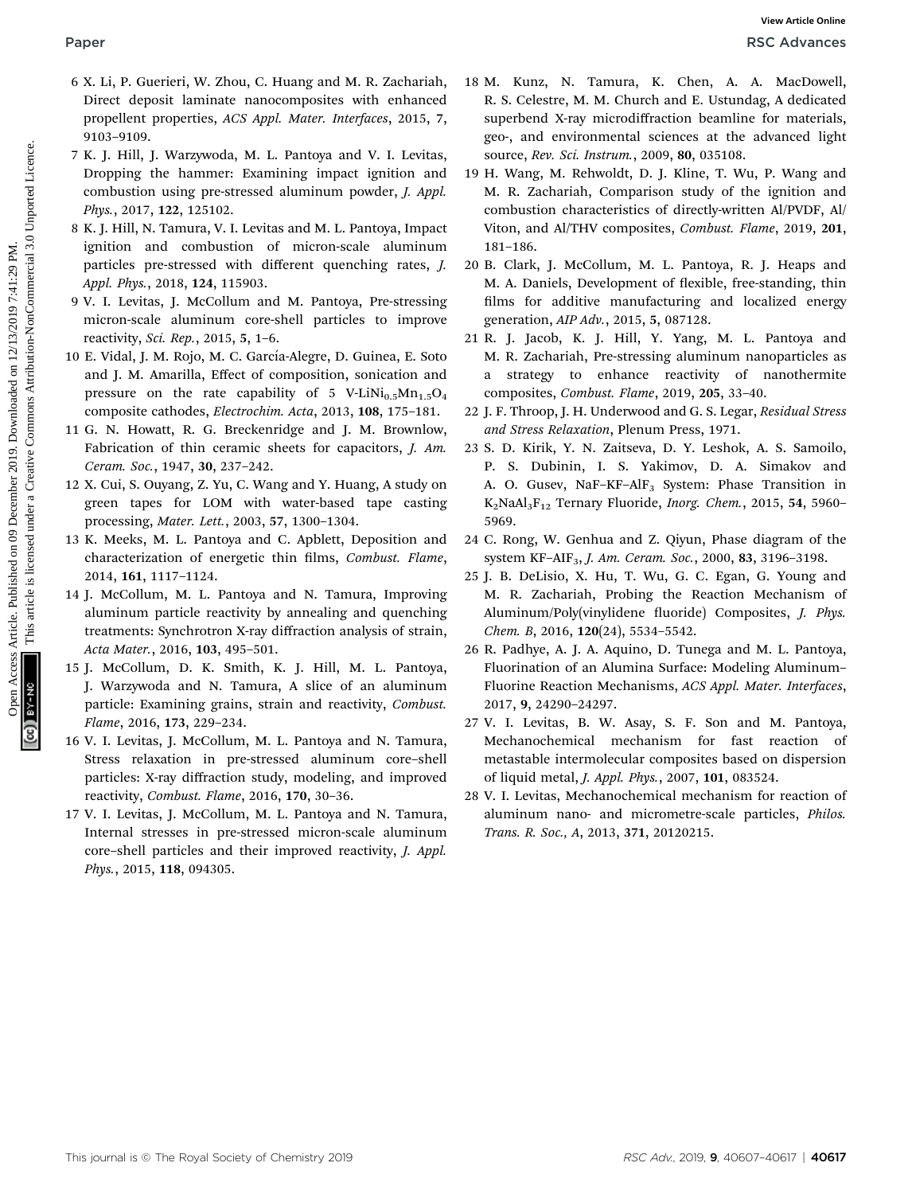6 X. Li, P. Guerieri, W. Zhou, C. Huang and M. R. Zachariah, Direct deposit laminate nanocomposites with enhanced propellent properties, *ACS Appl. Mater. Interfaces*, 2015, **7**, 9103–9109.

7 K. J. Hill, J. Warzywoda, M. L. Pantoya and V. I. Levitas, Dropping the hammer: Examining impact ignition and combustion using pre-stressed aluminum powder, *J. Appl. Phys.*, 2017, **122**, 125102.

8 K. J. Hill, N. Tamura, V. I. Levitas and M. L. Pantoya, Impact ignition and combustion of micron-scale aluminum particles pre-stressed with different quenching rates, *J. Appl. Phys.*, 2018, **124**, 115903.

9 V. I. Levitas, J. McCollum and M. Pantoya, Pre-stressing micron-scale aluminum core-shell particles to improve reactivity, *Sci. Rep.*, 2015, **5**, 1–6.

10 E. Vidal, J. M. Rojo, M. C. García-Alegre, D. Guinea, E. Soto and J. M. Amarilla, Effect of composition, sonication and pressure on the rate capability of 5 V-$LiNi_{0.5}Mn_{1.5}O_4$ composite cathodes, *Electrochim. Acta*, 2013, **108**, 175–181.

11 G. N. Howatt, R. G. Breckenridge and J. M. Brownlow, Fabrication of thin ceramic sheets for capacitors, *J. Am. Ceram. Soc.*, 1947, **30**, 237–242.

12 X. Cui, S. Ouyang, Z. Yu, C. Wang and Y. Huang, A study on green tapes for LOM with water-based tape casting processing, *Mater. Lett.*, 2003, **57**, 1300–1304.

13 K. Meeks, M. L. Pantoya and C. Apblett, Deposition and characterization of energetic thin films, *Combust. Flame*, 2014, **161**, 1117–1124.

14 J. McCollum, M. L. Pantoya and N. Tamura, Improving aluminum particle reactivity by annealing and quenching treatments: Synchrotron X-ray diffraction analysis of strain, *Acta Mater.*, 2016, **103**, 495–501.

15 J. McCollum, D. K. Smith, K. J. Hill, M. L. Pantoya, J. Warzywoda and N. Tamura, A slice of an aluminum particle: Examining grains, strain and reactivity, *Combust. Flame*, 2016, **173**, 229–234.

16 V. I. Levitas, J. McCollum, M. L. Pantoya and N. Tamura, Stress relaxation in pre-stressed aluminum core–shell particles: X-ray diffraction study, modeling, and improved reactivity, *Combust. Flame*, 2016, **170**, 30–36.

17 V. I. Levitas, J. McCollum, M. L. Pantoya and N. Tamura, Internal stresses in pre-stressed micron-scale aluminum core–shell particles and their improved reactivity, *J. Appl. Phys.*, 2015, **118**, 094305.

18 M. Kunz, N. Tamura, K. Chen, A. A. MacDowell, R. S. Celestre, M. M. Church and E. Ustundag, A dedicated superbend X-ray microdiffraction beamline for materials, geo-, and environmental sciences at the advanced light source, *Rev. Sci. Instrum.*, 2009, **80**, 035108.

19 H. Wang, M. Rehwoldt, D. J. Kline, T. Wu, P. Wang and M. R. Zachariah, Comparison study of the ignition and combustion characteristics of directly-written Al/PVDF, Al/Viton, and Al/THV composites, *Combust. Flame*, 2019, **201**, 181–186.

20 B. Clark, J. McCollum, M. L. Pantoya, R. J. Heaps and M. A. Daniels, Development of flexible, free-standing, thin films for additive manufacturing and localized energy generation, *AIP Adv.*, 2015, **5**, 087128.

21 R. J. Jacob, K. J. Hill, Y. Yang, M. L. Pantoya and M. R. Zachariah, Pre-stressing aluminum nanoparticles as a strategy to enhance reactivity of nanothermite composites, *Combust. Flame*, 2019, **205**, 33–40.

22 J. F. Throop, J. H. Underwood and G. S. Legar, *Residual Stress and Stress Relaxation*, Plenum Press, 1971.

23 S. D. Kirik, Y. N. Zaitseva, D. Y. Leshok, A. S. Samoilo, P. S. Dubinin, I. S. Yakimov, D. A. Simakov and A. O. Gusev, $NaF–KF–AlF_3$ System: Phase Transition in $K_2NaAl_3F_{12}$ Ternary Fluoride, *Inorg. Chem.*, 2015, **54**, 5960–5969.

24 C. Rong, W. Genhua and Z. Qiyun, Phase diagram of the system $KF–AlF_3$, *J. Am. Ceram. Soc.*, 2000, **83**, 3196–3198.

25 J. B. DeLisio, X. Hu, T. Wu, G. C. Egan, G. Young and M. R. Zachariah, Probing the Reaction Mechanism of Aluminum/Poly(vinylidene fluoride) Composites, *J. Phys. Chem. B*, 2016, **120**(24), 5534–5542.

26 R. Padhye, A. J. A. Aquino, D. Tunega and M. L. Pantoya, Fluorination of an Alumina Surface: Modeling Aluminum–Fluorine Reaction Mechanisms, *ACS Appl. Mater. Interfaces*, 2017, **9**, 24290–24297.

27 V. I. Levitas, B. W. Asay, S. F. Son and M. Pantoya, Mechanochemical mechanism for fast reaction of metastable intermolecular composites based on dispersion of liquid metal, *J. Appl. Phys.*, 2007, **101**, 083524.

28 V. I. Levitas, Mechanochemical mechanism for reaction of aluminum nano- and micrometre-scale particles, *Philos. Trans. R. Soc., A*, 2013, **371**, 20120215.